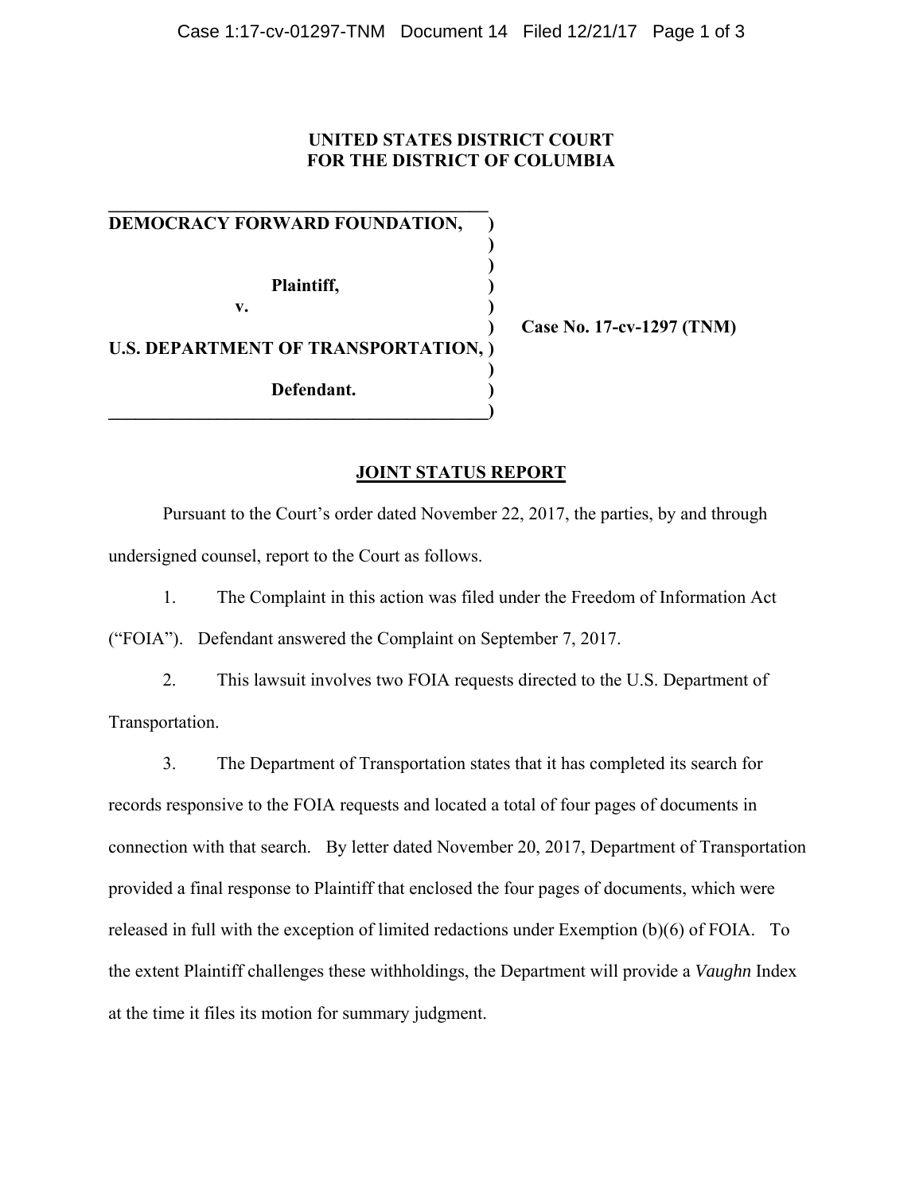**UNITED STATES DISTRICT COURT**
**FOR THE DISTRICT OF COLUMBIA**

**DEMOCRACY FORWARD FOUNDATION,**

**Plaintiff,**

**v.**

**U.S. DEPARTMENT OF TRANSPORTATION,**

**Defendant.**

**Case No. 17-cv-1297 (TNM)**

## JOINT STATUS REPORT

Pursuant to the Court's order dated November 22, 2017, the parties, by and through undersigned counsel, report to the Court as follows.

1. The Complaint in this action was filed under the Freedom of Information Act ("FOIA"). Defendant answered the Complaint on September 7, 2017.

2. This lawsuit involves two FOIA requests directed to the U.S. Department of Transportation.

3. The Department of Transportation states that it has completed its search for records responsive to the FOIA requests and located a total of four pages of documents in connection with that search. By letter dated November 20, 2017, Department of Transportation provided a final response to Plaintiff that enclosed the four pages of documents, which were released in full with the exception of limited redactions under Exemption (b)(6) of FOIA. To the extent Plaintiff challenges these withholdings, the Department will provide a *Vaughn* Index at the time it files its motion for summary judgment.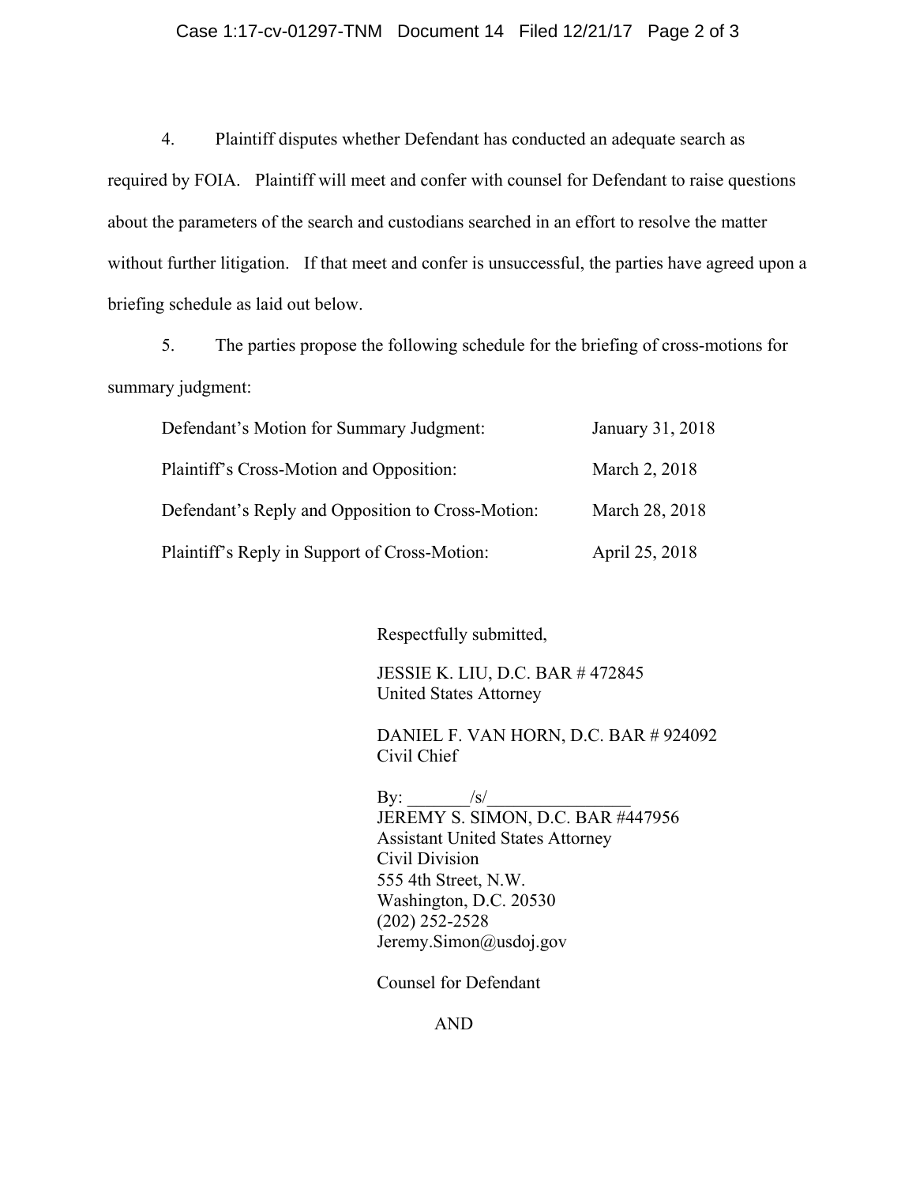4. Plaintiff disputes whether Defendant has conducted an adequate search as required by FOIA. Plaintiff will meet and confer with counsel for Defendant to raise questions about the parameters of the search and custodians searched in an effort to resolve the matter without further litigation. If that meet and confer is unsuccessful, the parties have agreed upon a briefing schedule as laid out below.

5. The parties propose the following schedule for the briefing of cross-motions for summary judgment:

| | |
|---|---|
| Defendant's Motion for Summary Judgment: | January 31, 2018 |
| Plaintiff's Cross-Motion and Opposition: | March 2, 2018 |
| Defendant's Reply and Opposition to Cross-Motion: | March 28, 2018 |
| Plaintiff's Reply in Support of Cross-Motion: | April 25, 2018 |

Respectfully submitted,

JESSIE K. LIU, D.C. BAR # 472845
United States Attorney

DANIEL F. VAN HORN, D.C. BAR # 924092
Civil Chief

By: _______/s/________________
JEREMY S. SIMON, D.C. BAR #447956
Assistant United States Attorney
Civil Division
555 4th Street, N.W.
Washington, D.C. 20530
(202) 252-2528
Jeremy.Simon@usdoj.gov

Counsel for Defendant

AND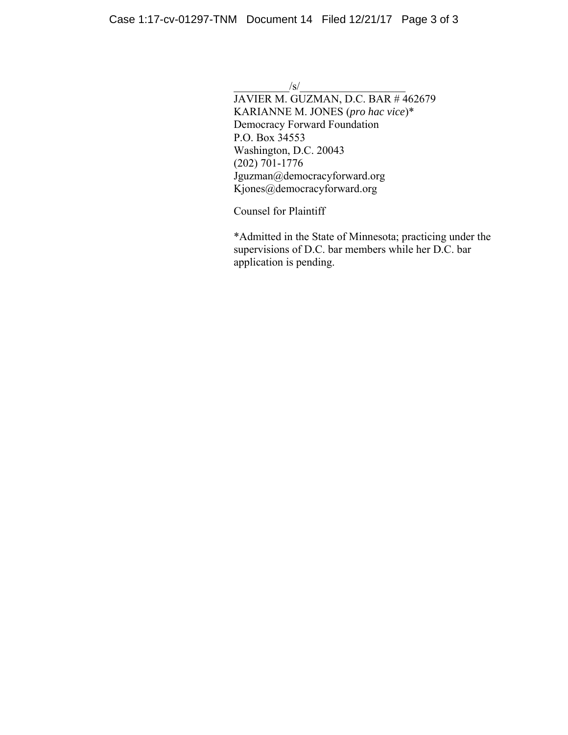__________/s/____________________
JAVIER M. GUZMAN, D.C. BAR # 462679
KARIANNE M. JONES (*pro hac vice*)*
Democracy Forward Foundation
P.O. Box 34553
Washington, D.C. 20043
(202) 701-1776
Jguzman@democracyforward.org
Kjones@democracyforward.org

Counsel for Plaintiff

*Admitted in the State of Minnesota; practicing under the supervisions of D.C. bar members while her D.C. bar application is pending.